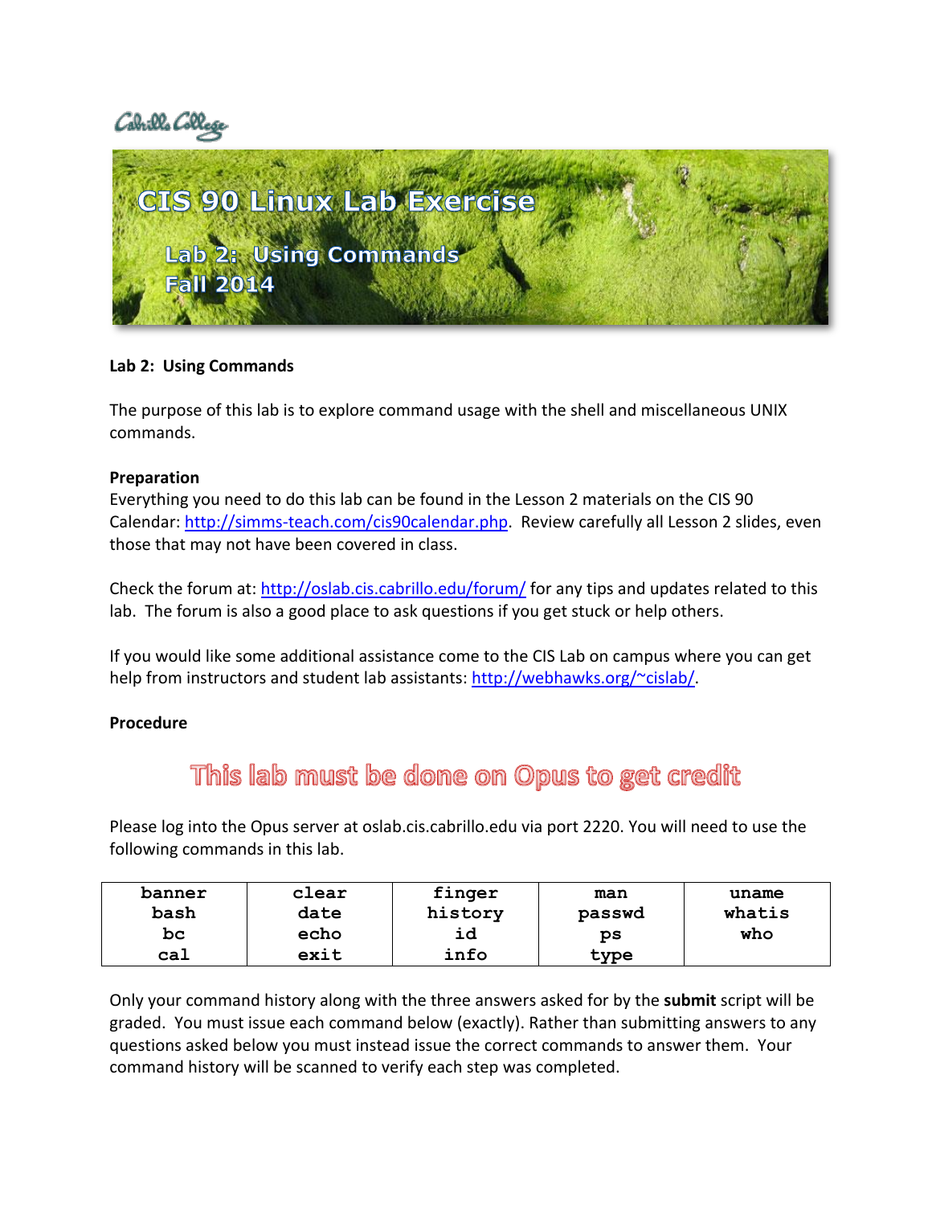Cabrillo College

# CIS 90 Linux Lab Exercise

## Lab 2: Using Commands
## Fall 2014

**Lab 2: Using Commands**

The purpose of this lab is to explore command usage with the shell and miscellaneous UNIX commands.

**Preparation**

Everything you need to do this lab can be found in the Lesson 2 materials on the CIS 90 Calendar: http://simms-teach.com/cis90calendar.php. Review carefully all Lesson 2 slides, even those that may not have been covered in class.

Check the forum at: http://oslab.cis.cabrillo.edu/forum/ for any tips and updates related to this lab. The forum is also a good place to ask questions if you get stuck or help others.

If you would like some additional assistance come to the CIS Lab on campus where you can get help from instructors and student lab assistants: http://webhawks.org/~cislab/.

**Procedure**

**This lab must be done on Opus to get credit**

Please log into the Opus server at oslab.cis.cabrillo.edu via port 2220. You will need to use the following commands in this lab.

| | | | | |
|---|---|---|---|---|
| banner<br>bash<br>bc<br>cal | clear<br>date<br>echo<br>exit | finger<br>history<br>id<br>info | man<br>passwd<br>ps<br>type | uname<br>whatis<br>who |

Only your command history along with the three answers asked for by the **submit** script will be graded. You must issue each command below (exactly). Rather than submitting answers to any questions asked below you must instead issue the correct commands to answer them. Your command history will be scanned to verify each step was completed.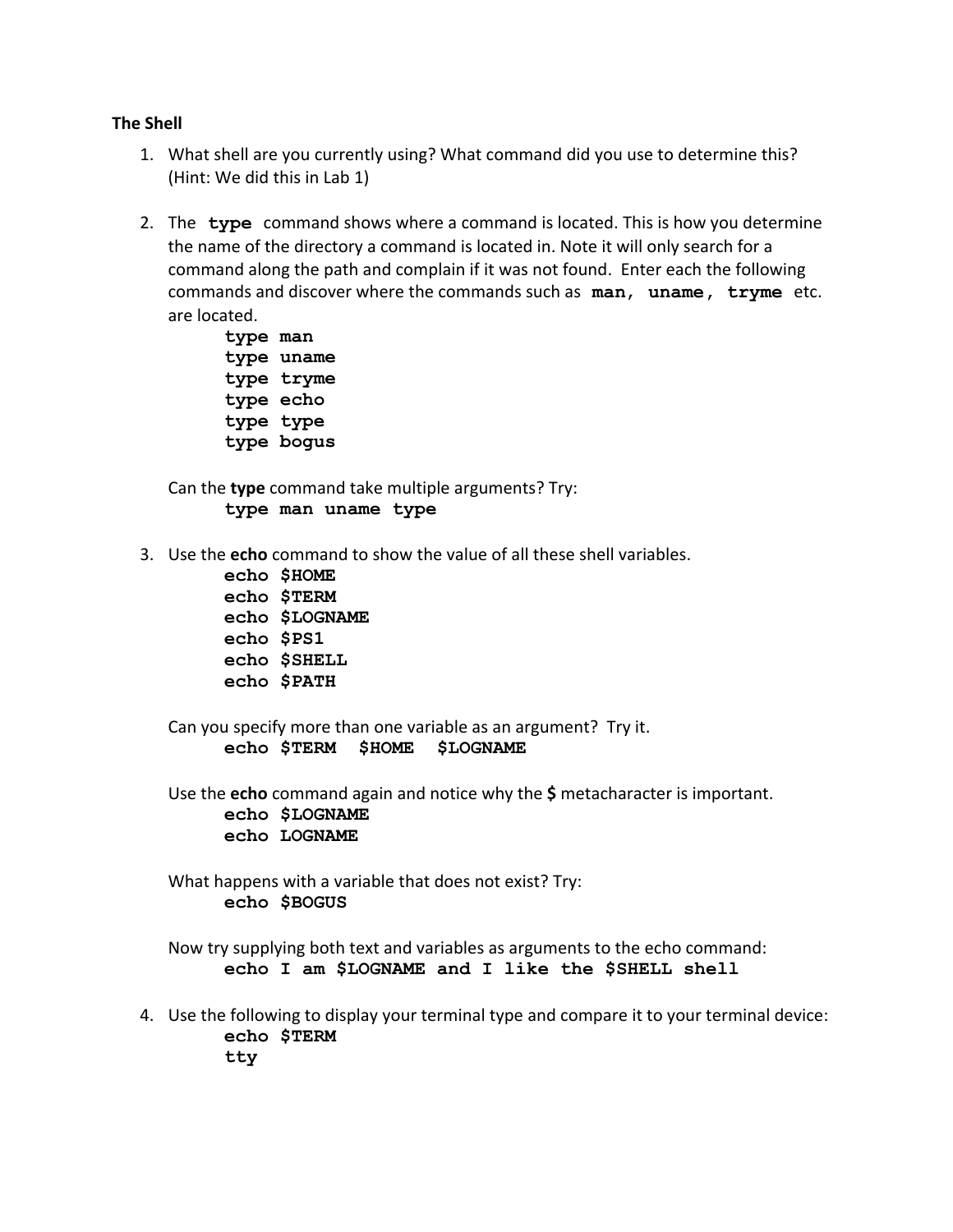**The Shell**

1. What shell are you currently using? What command did you use to determine this? (Hint: We did this in Lab 1)

2. The **type** command shows where a command is located. This is how you determine the name of the directory a command is located in. Note it will only search for a command along the path and complain if it was not found. Enter each the following commands and discover where the commands such as **man, uname, tryme** etc. are located.

   ```
   type man
   type uname
   type tryme
   type echo
   type type
   type bogus
   ```

   Can the **type** command take multiple arguments? Try:

   ```
   type man uname type
   ```

3. Use the **echo** command to show the value of all these shell variables.

   ```
   echo $HOME
   echo $TERM
   echo $LOGNAME
   echo $PS1
   echo $SHELL
   echo $PATH
   ```

   Can you specify more than one variable as an argument? Try it.

   ```
   echo $TERM  $HOME  $LOGNAME
   ```

   Use the **echo** command again and notice why the **$** metacharacter is important.

   ```
   echo $LOGNAME
   echo LOGNAME
   ```

   What happens with a variable that does not exist? Try:

   ```
   echo $BOGUS
   ```

   Now try supplying both text and variables as arguments to the echo command:

   ```
   echo I am $LOGNAME and I like the $SHELL shell
   ```

4. Use the following to display your terminal type and compare it to your terminal device:

   ```
   echo $TERM
   tty
   ```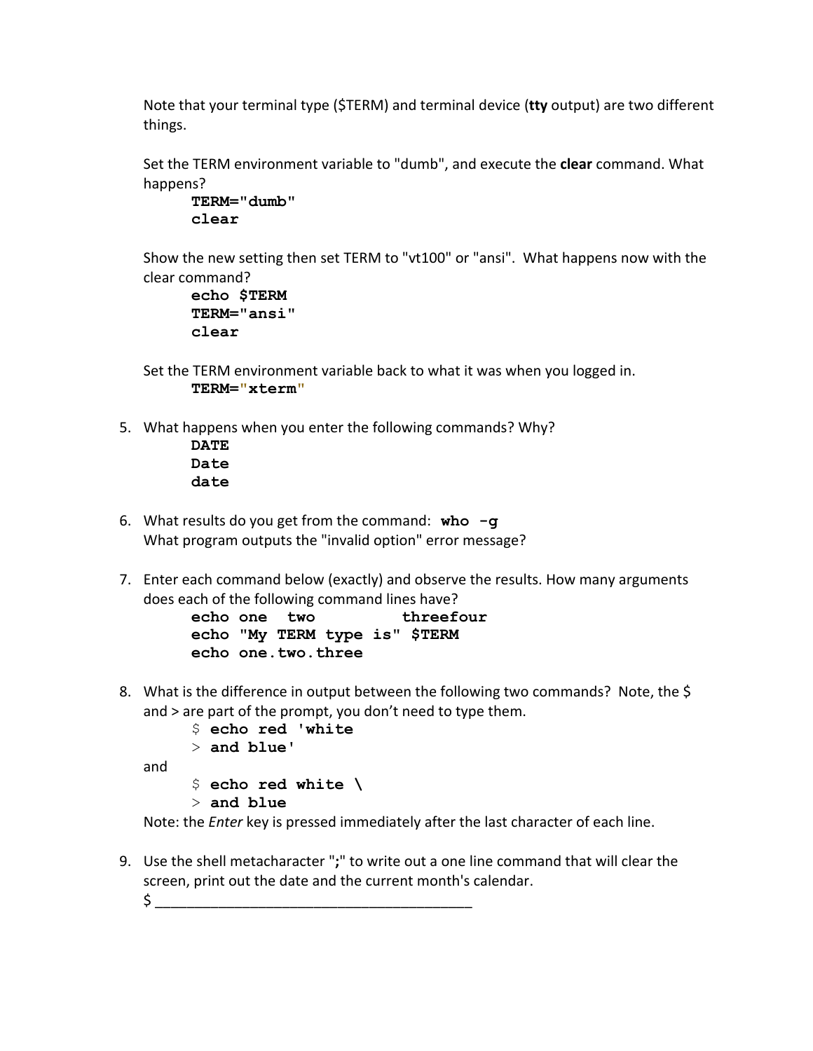Note that your terminal type ($TERM) and terminal device (**tty** output) are two different things.

Set the TERM environment variable to "dumb", and execute the **clear** command. What happens?

```
TERM="dumb"
clear
```

Show the new setting then set TERM to "vt100" or "ansi". What happens now with the clear command?

```
echo $TERM
TERM="ansi"
clear
```

Set the TERM environment variable back to what it was when you logged in.

```
TERM="xterm"
```

5. What happens when you enter the following commands? Why?

```
DATE
Date
date
```

6. What results do you get from the command: **`who -g`**
   What program outputs the "invalid option" error message?

7. Enter each command below (exactly) and observe the results. How many arguments does each of the following command lines have?

```
echo one  two          threefour
echo "My TERM type is" $TERM
echo one.two.three
```

8. What is the difference in output between the following two commands? Note, the $ and > are part of the prompt, you don't need to type them.

```
$ echo red 'white
> and blue'
```

and

```
$ echo red white \
> and blue
```

Note: the *Enter* key is pressed immediately after the last character of each line.

9. Use the shell metacharacter "**;**" to write out a one line command that will clear the screen, print out the date and the current month's calendar.
   $ ________________________________________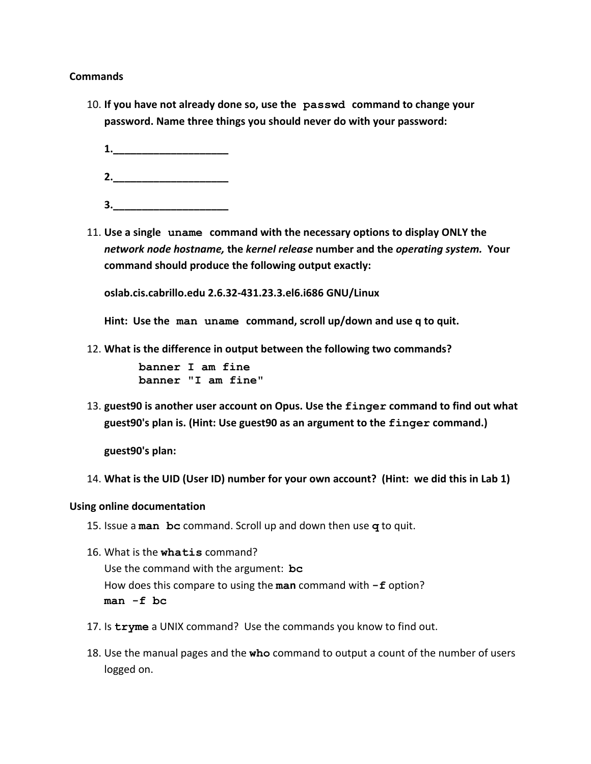**Commands**

10. **If you have not already done so, use the `passwd` command to change your password. Name three things you should never do with your password:**

    **1.____________________**

    **2.____________________**

    **3.____________________**

11. **Use a single `uname` command with the necessary options to display ONLY the *network node hostname,* the *kernel release* number and the *operating system.* Your command should produce the following output exactly:**

    **oslab.cis.cabrillo.edu 2.6.32-431.23.3.el6.i686 GNU/Linux**

    **Hint: Use the `man uname` command, scroll up/down and use q to quit.**

12. **What is the difference in output between the following two commands?**

    ```
    banner I am fine
    banner "I am fine"
    ```

13. **guest90 is another user account on Opus. Use the `finger` command to find out what guest90's plan is. (Hint: Use guest90 as an argument to the `finger` command.)**

    **guest90's plan:**

14. **What is the UID (User ID) number for your own account? (Hint: we did this in Lab 1)**

**Using online documentation**

15. Issue a **`man bc`** command. Scroll up and down then use **`q`** to quit.

16. What is the **`whatis`** command?
    Use the command with the argument: **`bc`**
    How does this compare to using the **`man`** command with **`-f`** option?
    **`man -f bc`**

17. Is **`tryme`** a UNIX command? Use the commands you know to find out.

18. Use the manual pages and the **`who`** command to output a count of the number of users logged on.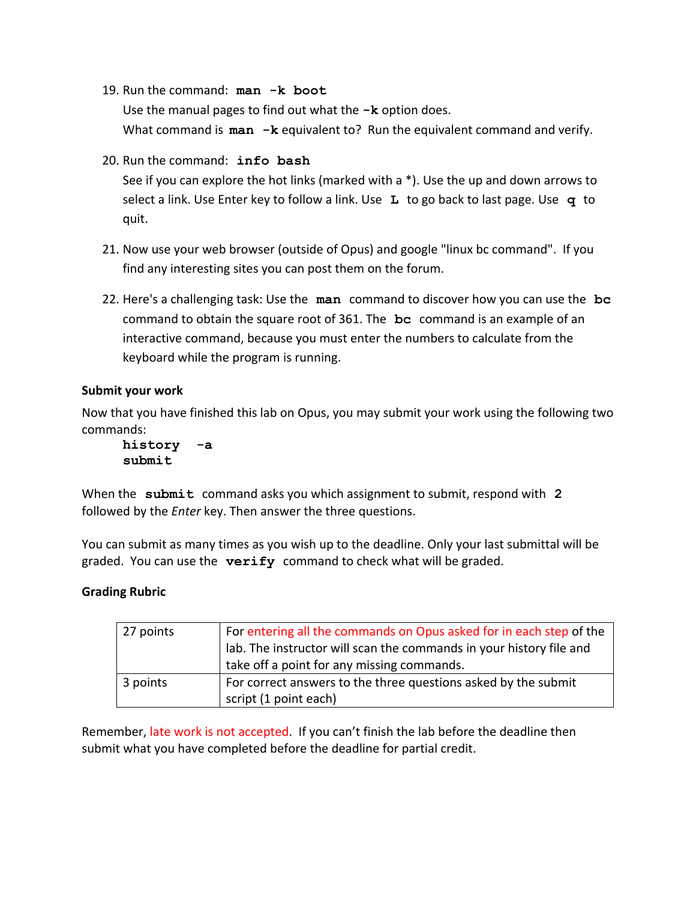19. Run the command: **man -k boot**

    Use the manual pages to find out what the **-k** option does.

    What command is **man -k** equivalent to? Run the equivalent command and verify.

20. Run the command: **info bash**

    See if you can explore the hot links (marked with a *). Use the up and down arrows to select a link. Use Enter key to follow a link. Use **L** to go back to last page. Use **q** to quit.

21. Now use your web browser (outside of Opus) and google "linux bc command". If you find any interesting sites you can post them on the forum.

22. Here's a challenging task: Use the **man** command to discover how you can use the **bc** command to obtain the square root of 361. The **bc** command is an example of an interactive command, because you must enter the numbers to calculate from the keyboard while the program is running.

**Submit your work**

Now that you have finished this lab on Opus, you may submit your work using the following two commands:

```
history -a
submit
```

When the **submit** command asks you which assignment to submit, respond with **2** followed by the *Enter* key. Then answer the three questions.

You can submit as many times as you wish up to the deadline. Only your last submittal will be graded. You can use the **verify** command to check what will be graded.

**Grading Rubric**

| | |
|---|---|
| 27 points | For entering all the commands on Opus asked for in each step of the lab. The instructor will scan the commands in your history file and take off a point for any missing commands. |
| 3 points | For correct answers to the three questions asked by the submit script (1 point each) |

Remember, late work is not accepted. If you can't finish the lab before the deadline then submit what you have completed before the deadline for partial credit.